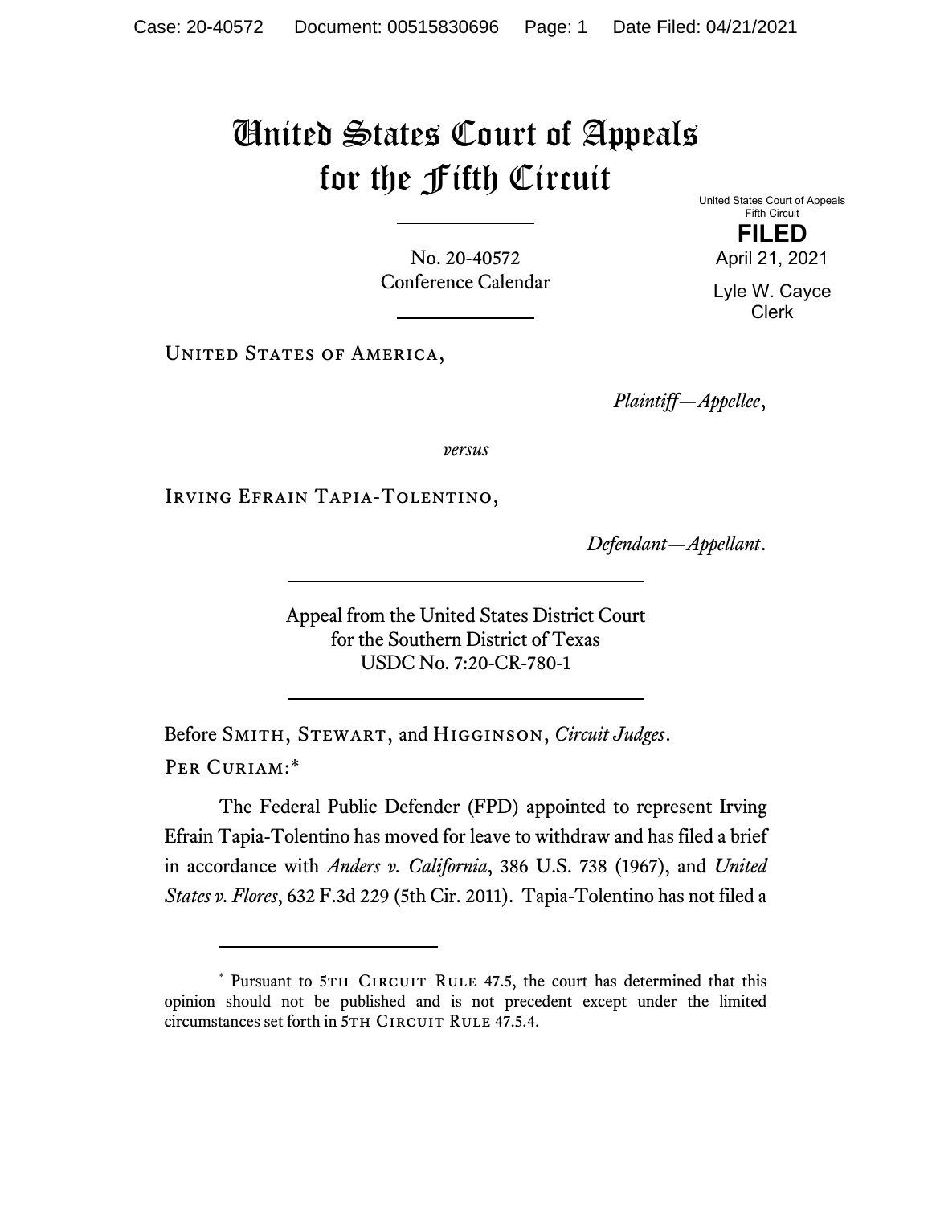# United States Court of Appeals for the Fifth Circuit

United States Court of Appeals
Fifth Circuit

**FILED**

April 21, 2021

Lyle W. Cayce
Clerk

No. 20-40572
Conference Calendar

United States of America,

*Plaintiff—Appellee*,

*versus*

Irving Efrain Tapia-Tolentino,

*Defendant—Appellant*.

Appeal from the United States District Court
for the Southern District of Texas
USDC No. 7:20-CR-780-1

Before Smith, Stewart, and Higginson, *Circuit Judges*.

Per Curiam:*

The Federal Public Defender (FPD) appointed to represent Irving Efrain Tapia-Tolentino has moved for leave to withdraw and has filed a brief in accordance with *Anders v. California*, 386 U.S. 738 (1967), and *United States v. Flores*, 632 F.3d 229 (5th Cir. 2011). Tapia-Tolentino has not filed a

---

* Pursuant to 5th Circuit Rule 47.5, the court has determined that this opinion should not be published and is not precedent except under the limited circumstances set forth in 5th Circuit Rule 47.5.4.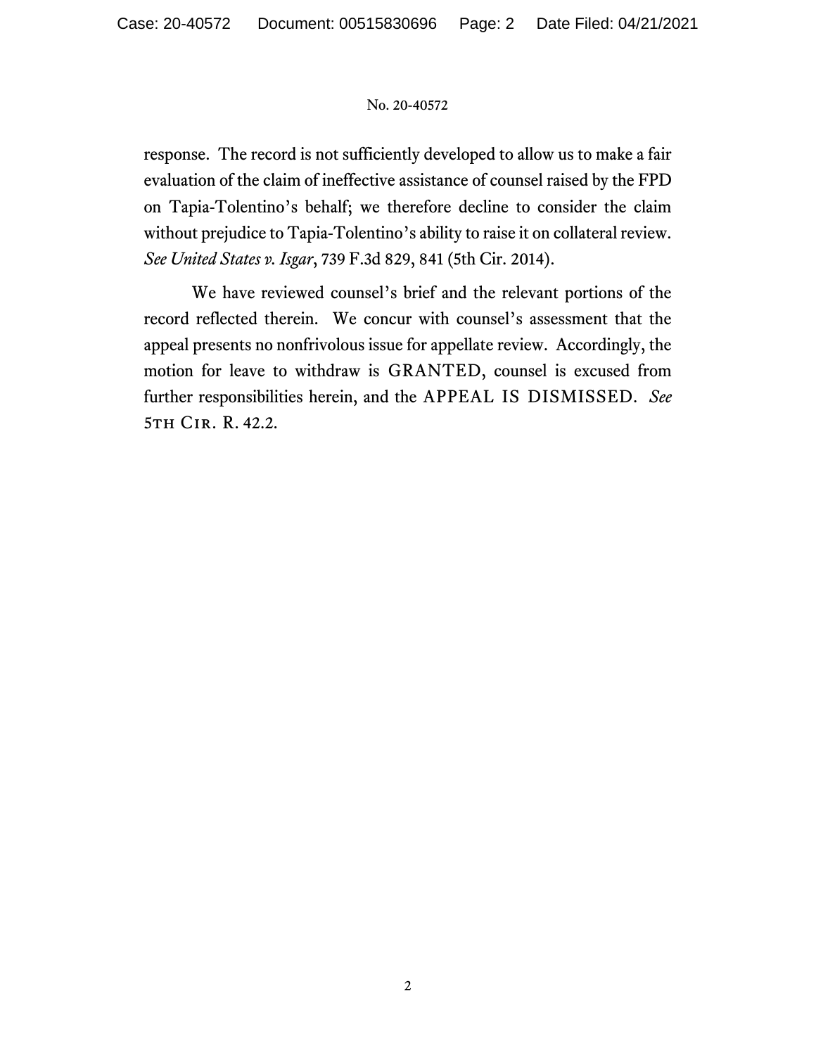response. The record is not sufficiently developed to allow us to make a fair evaluation of the claim of ineffective assistance of counsel raised by the FPD on Tapia-Tolentino's behalf; we therefore decline to consider the claim without prejudice to Tapia-Tolentino's ability to raise it on collateral review. *See United States v. Isgar*, 739 F.3d 829, 841 (5th Cir. 2014).

We have reviewed counsel's brief and the relevant portions of the record reflected therein. We concur with counsel's assessment that the appeal presents no nonfrivolous issue for appellate review. Accordingly, the motion for leave to withdraw is GRANTED, counsel is excused from further responsibilities herein, and the APPEAL IS DISMISSED. *See* 5TH CIR. R. 42.2.